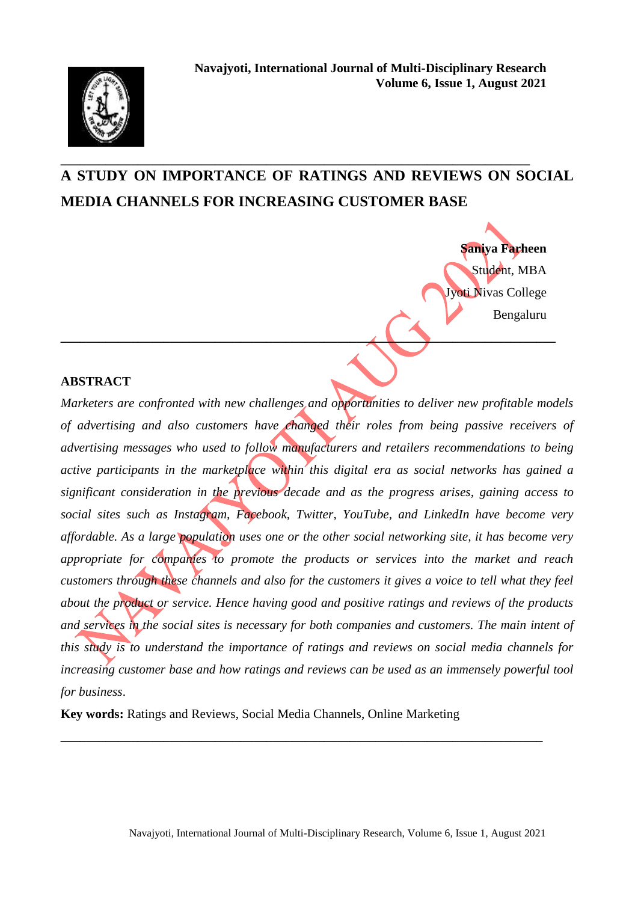# A STUDY ON IMPORTANCE OF RATINGS AND REVIEWS ON SOCIAL MEDIA CHANNELS FOR INCREASING CUSTOMER BASE

**Saniya Farheen**
Student, MBA
Jyoti Nivas College
Bengaluru

## ABSTRACT

*Marketers are confronted with new challenges and opportunities to deliver new profitable models of advertising and also customers have changed their roles from being passive receivers of advertising messages who used to follow manufacturers and retailers recommendations to being active participants in the marketplace within this digital era as social networks has gained a significant consideration in the previous decade and as the progress arises, gaining access to social sites such as Instagram, Facebook, Twitter, YouTube, and LinkedIn have become very affordable. As a large population uses one or the other social networking site, it has become very appropriate for companies to promote the products or services into the market and reach customers through these channels and also for the customers it gives a voice to tell what they feel about the product or service. Hence having good and positive ratings and reviews of the products and services in the social sites is necessary for both companies and customers. The main intent of this study is to understand the importance of ratings and reviews on social media channels for increasing customer base and how ratings and reviews can be used as an immensely powerful tool for business*.

**Key words:** Ratings and Reviews, Social Media Channels, Online Marketing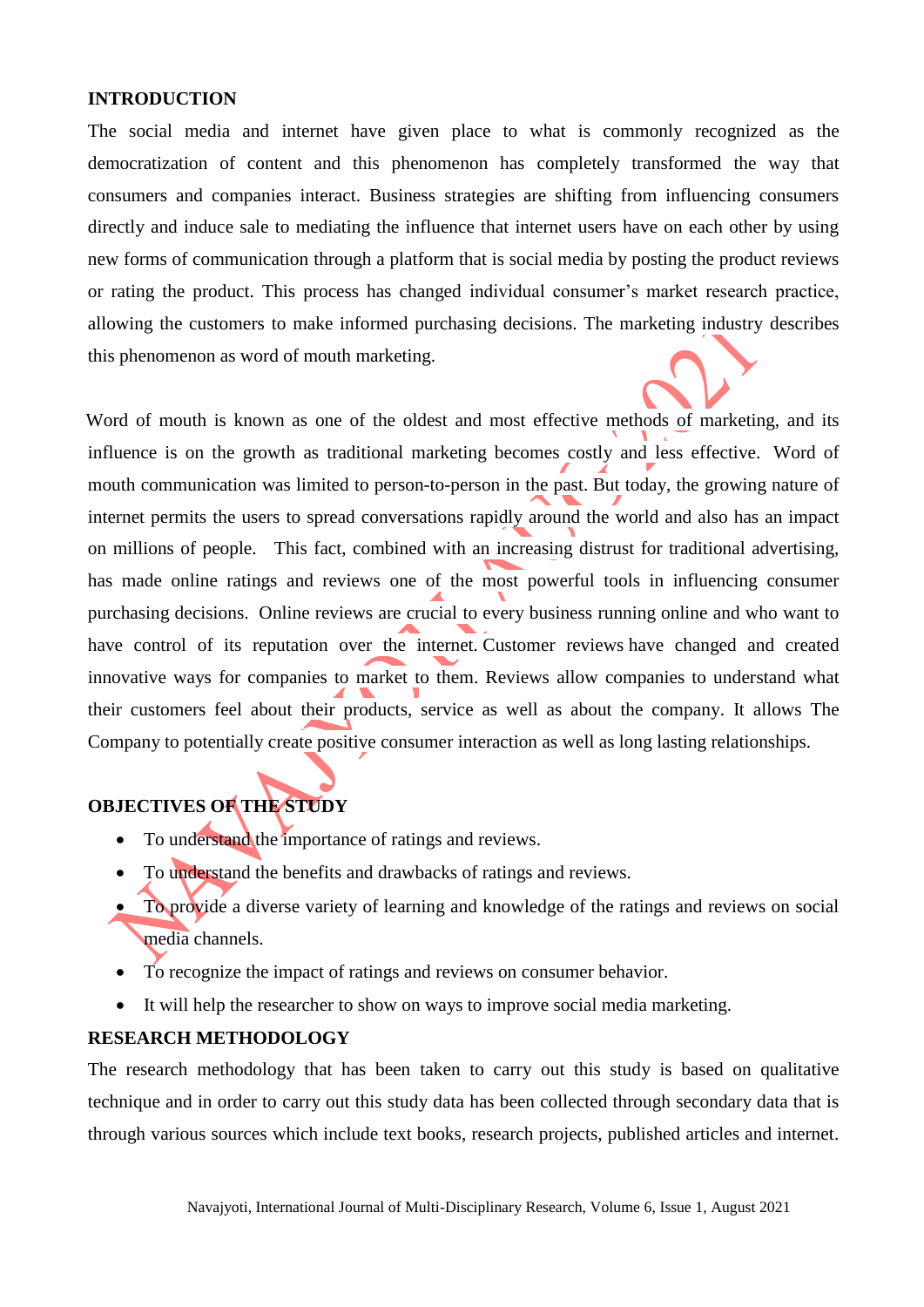## INTRODUCTION

The social media and internet have given place to what is commonly recognized as the democratization of content and this phenomenon has completely transformed the way that consumers and companies interact. Business strategies are shifting from influencing consumers directly and induce sale to mediating the influence that internet users have on each other by using new forms of communication through a platform that is social media by posting the product reviews or rating the product. This process has changed individual consumer's market research practice, allowing the customers to make informed purchasing decisions. The marketing industry describes this phenomenon as word of mouth marketing.

Word of mouth is known as one of the oldest and most effective methods of marketing, and its influence is on the growth as traditional marketing becomes costly and less effective. Word of mouth communication was limited to person-to-person in the past. But today, the growing nature of internet permits the users to spread conversations rapidly around the world and also has an impact on millions of people. This fact, combined with an increasing distrust for traditional advertising, has made online ratings and reviews one of the most powerful tools in influencing consumer purchasing decisions. Online reviews are crucial to every business running online and who want to have control of its reputation over the internet. Customer reviews have changed and created innovative ways for companies to market to them. Reviews allow companies to understand what their customers feel about their products, service as well as about the company. It allows The Company to potentially create positive consumer interaction as well as long lasting relationships.

## OBJECTIVES OF THE STUDY

- To understand the importance of ratings and reviews.
- To understand the benefits and drawbacks of ratings and reviews.
- To provide a diverse variety of learning and knowledge of the ratings and reviews on social media channels.
- To recognize the impact of ratings and reviews on consumer behavior.
- It will help the researcher to show on ways to improve social media marketing.

## RESEARCH METHODOLOGY

The research methodology that has been taken to carry out this study is based on qualitative technique and in order to carry out this study data has been collected through secondary data that is through various sources which include text books, research projects, published articles and internet.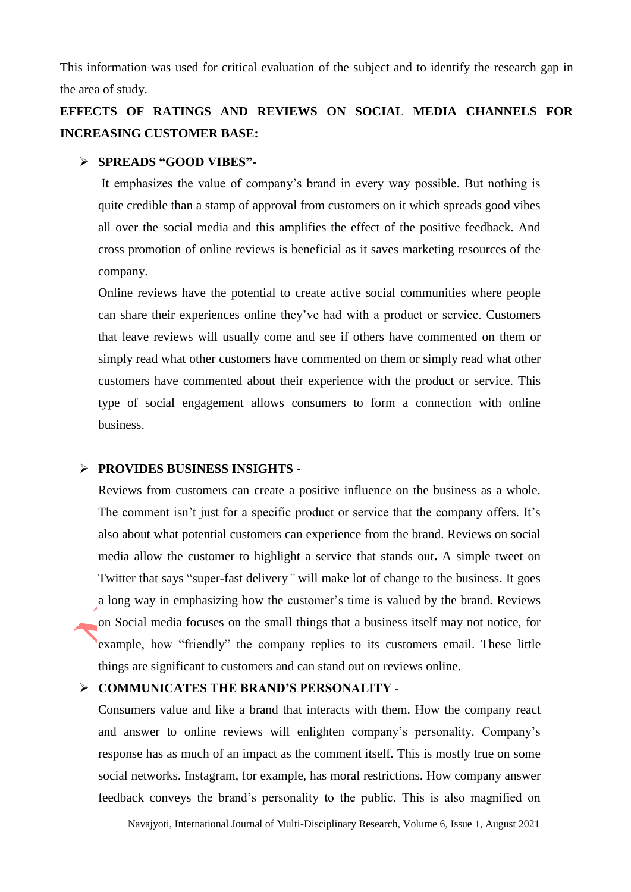This information was used for critical evaluation of the subject and to identify the research gap in the area of study.

## EFFECTS OF RATINGS AND REVIEWS ON SOCIAL MEDIA CHANNELS FOR INCREASING CUSTOMER BASE:

- **SPREADS "GOOD VIBES"-**

  It emphasizes the value of company's brand in every way possible. But nothing is quite credible than a stamp of approval from customers on it which spreads good vibes all over the social media and this amplifies the effect of the positive feedback. And cross promotion of online reviews is beneficial as it saves marketing resources of the company.

  Online reviews have the potential to create active social communities where people can share their experiences online they've had with a product or service. Customers that leave reviews will usually come and see if others have commented on them or simply read what other customers have commented on them or simply read what other customers have commented about their experience with the product or service. This type of social engagement allows consumers to form a connection with online business.

- **PROVIDES BUSINESS INSIGHTS -**

  Reviews from customers can create a positive influence on the business as a whole. The comment isn't just for a specific product or service that the company offers. It's also about what potential customers can experience from the brand. Reviews on social media allow the customer to highlight a service that stands out**.** A simple tweet on Twitter that says "super-fast delivery*"* will make lot of change to the business. It goes a long way in emphasizing how the customer's time is valued by the brand. Reviews on Social media focuses on the small things that a business itself may not notice, for example, how "friendly" the company replies to its customers email. These little things are significant to customers and can stand out on reviews online.

- **COMMUNICATES THE BRAND'S PERSONALITY -**

  Consumers value and like a brand that interacts with them. How the company react and answer to online reviews will enlighten company's personality. Company's response has as much of an impact as the comment itself. This is mostly true on some social networks. Instagram, for example, has moral restrictions. How company answer feedback conveys the brand's personality to the public. This is also magnified on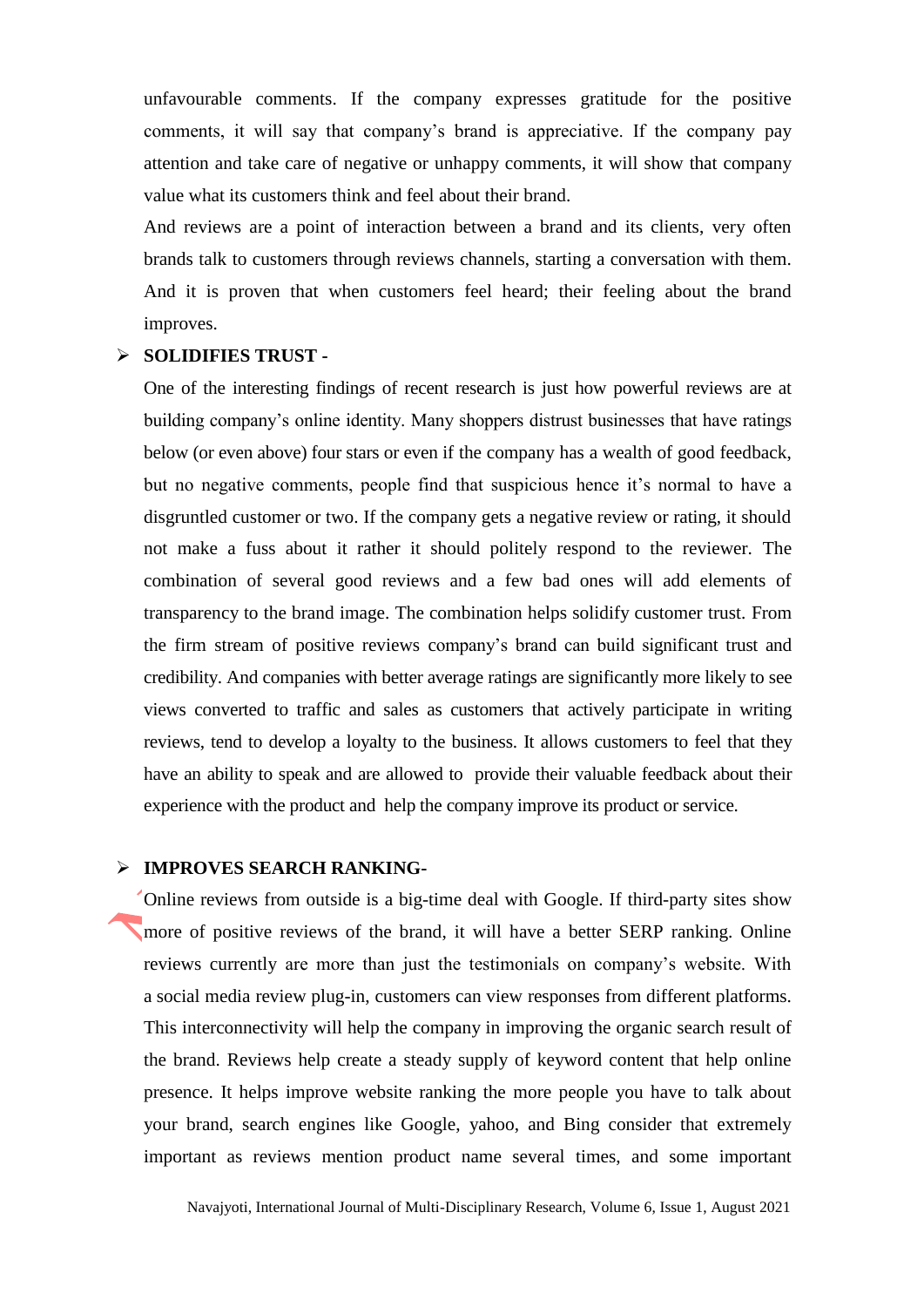unfavourable comments. If the company expresses gratitude for the positive comments, it will say that company's brand is appreciative. If the company pay attention and take care of negative or unhappy comments, it will show that company value what its customers think and feel about their brand.

And reviews are a point of interaction between a brand and its clients, very often brands talk to customers through reviews channels, starting a conversation with them. And it is proven that when customers feel heard; their feeling about the brand improves.

- **SOLIDIFIES TRUST -**

  One of the interesting findings of recent research is just how powerful reviews are at building company's online identity. Many shoppers distrust businesses that have ratings below (or even above) four stars or even if the company has a wealth of good feedback, but no negative comments, people find that suspicious hence it's normal to have a disgruntled customer or two. If the company gets a negative review or rating, it should not make a fuss about it rather it should politely respond to the reviewer. The combination of several good reviews and a few bad ones will add elements of transparency to the brand image. The combination helps solidify customer trust. From the firm stream of positive reviews company's brand can build significant trust and credibility. And companies with better average ratings are significantly more likely to see views converted to traffic and sales as customers that actively participate in writing reviews, tend to develop a loyalty to the business. It allows customers to feel that they have an ability to speak and are allowed to provide their valuable feedback about their experience with the product and help the company improve its product or service.

- **IMPROVES SEARCH RANKING-**

  Online reviews from outside is a big-time deal with Google. If third-party sites show more of positive reviews of the brand, it will have a better SERP ranking. Online reviews currently are more than just the testimonials on company's website. With a social media review plug-in, customers can view responses from different platforms. This interconnectivity will help the company in improving the organic search result of the brand. Reviews help create a steady supply of keyword content that help online presence. It helps improve website ranking the more people you have to talk about your brand, search engines like Google, yahoo, and Bing consider that extremely important as reviews mention product name several times, and some important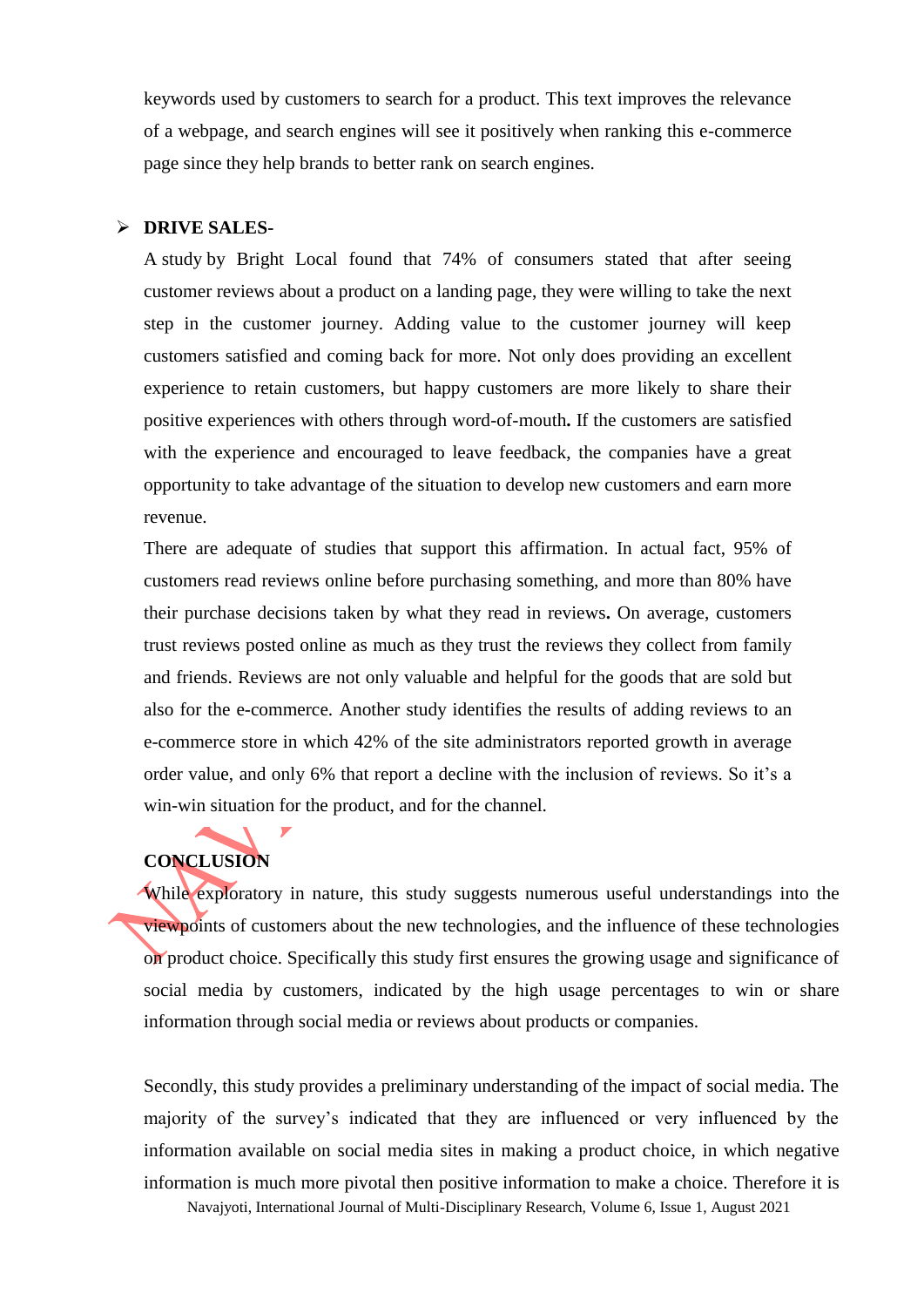keywords used by customers to search for a product. This text improves the relevance of a webpage, and search engines will see it positively when ranking this e-commerce page since they help brands to better rank on search engines.

- **DRIVE SALES-**

  A study by Bright Local found that 74% of consumers stated that after seeing customer reviews about a product on a landing page, they were willing to take the next step in the customer journey. Adding value to the customer journey will keep customers satisfied and coming back for more. Not only does providing an excellent experience to retain customers, but happy customers are more likely to share their positive experiences with others through word-of-mouth**.** If the customers are satisfied with the experience and encouraged to leave feedback, the companies have a great opportunity to take advantage of the situation to develop new customers and earn more revenue.

  There are adequate of studies that support this affirmation. In actual fact, 95% of customers read reviews online before purchasing something, and more than 80% have their purchase decisions taken by what they read in reviews**.** On average, customers trust reviews posted online as much as they trust the reviews they collect from family and friends. Reviews are not only valuable and helpful for the goods that are sold but also for the e-commerce. Another study identifies the results of adding reviews to an e-commerce store in which 42% of the site administrators reported growth in average order value, and only 6% that report a decline with the inclusion of reviews. So it's a win-win situation for the product, and for the channel.

## CONCLUSION

While exploratory in nature, this study suggests numerous useful understandings into the viewpoints of customers about the new technologies, and the influence of these technologies on product choice. Specifically this study first ensures the growing usage and significance of social media by customers, indicated by the high usage percentages to win or share information through social media or reviews about products or companies.

Secondly, this study provides a preliminary understanding of the impact of social media. The majority of the survey's indicated that they are influenced or very influenced by the information available on social media sites in making a product choice, in which negative information is much more pivotal then positive information to make a choice. Therefore it is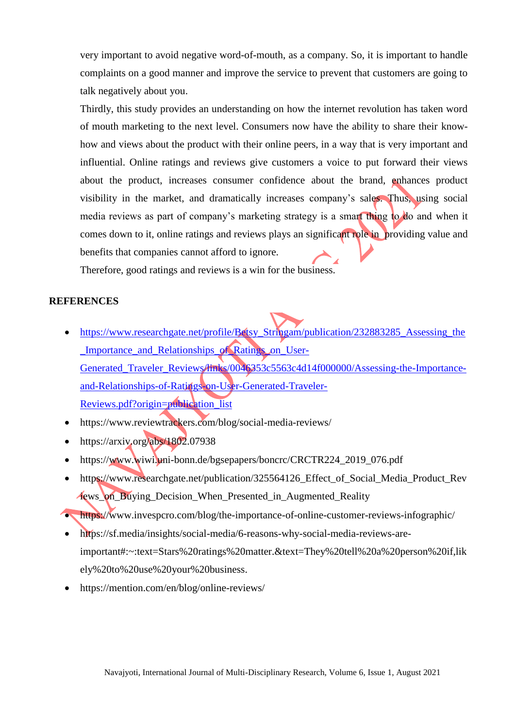very important to avoid negative word-of-mouth, as a company. So, it is important to handle complaints on a good manner and improve the service to prevent that customers are going to talk negatively about you.

Thirdly, this study provides an understanding on how the internet revolution has taken word of mouth marketing to the next level. Consumers now have the ability to share their know-how and views about the product with their online peers, in a way that is very important and influential. Online ratings and reviews give customers a voice to put forward their views about the product, increases consumer confidence about the brand, enhances product visibility in the market, and dramatically increases company's sales. Thus, using social media reviews as part of company's marketing strategy is a smart thing to do and when it comes down to it, online ratings and reviews plays an significant role in providing value and benefits that companies cannot afford to ignore.

Therefore, good ratings and reviews is a win for the business.

**REFERENCES**

- https://www.researchgate.net/profile/Betsy_Stringam/publication/232883285_Assessing_the_Importance_and_Relationships_of_Ratings_on_User-Generated_Traveler_Reviews/links/0046353c5563c4d14f000000/Assessing-the-Importance-and-Relationships-of-Ratings-on-User-Generated-Traveler-Reviews.pdf?origin=publication_list
- https://www.reviewtrackers.com/blog/social-media-reviews/
- https://arxiv.org/abs/1802.07938
- https://www.wiwi.uni-bonn.de/bgsepapers/boncrc/CRCTR224_2019_076.pdf
- https://www.researchgate.net/publication/325564126_Effect_of_Social_Media_Product_Reviews_on_Buying_Decision_When_Presented_in_Augmented_Reality
- https://www.invespcro.com/blog/the-importance-of-online-customer-reviews-infographic/
- https://sf.media/insights/social-media/6-reasons-why-social-media-reviews-are-important#:~:text=Stars%20ratings%20matter.&text=They%20tell%20a%20person%20if,likely%20to%20use%20your%20business.
- https://mention.com/en/blog/online-reviews/